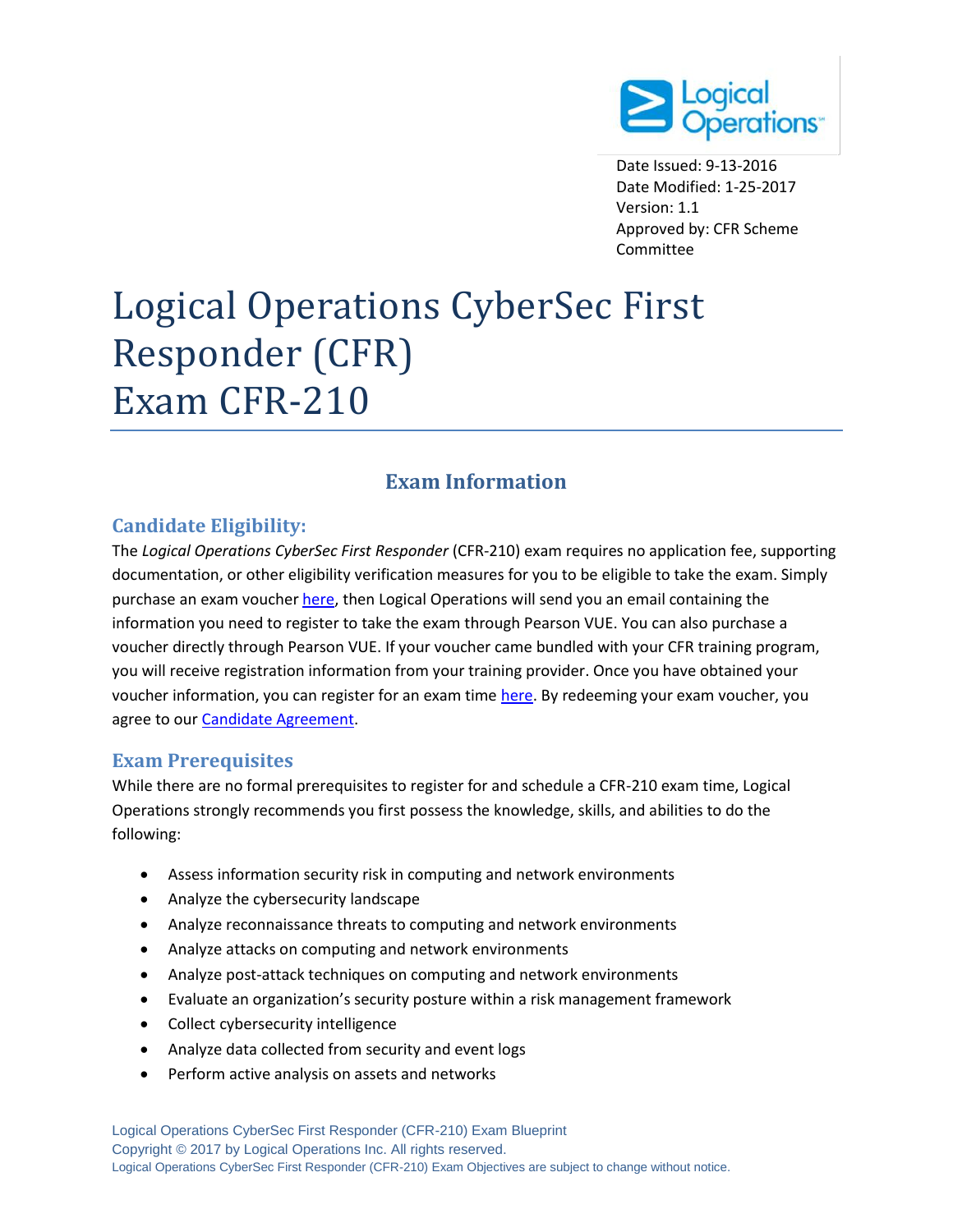Date Issued: 9-13-2016
Date Modified: 1-25-2017
Version: 1.1
Approved by: CFR Scheme Committee

# Logical Operations CyberSec First Responder (CFR) Exam CFR-210

## Exam Information

### Candidate Eligibility:

The *Logical Operations CyberSec First Responder* (CFR-210) exam requires no application fee, supporting documentation, or other eligibility verification measures for you to be eligible to take the exam. Simply purchase an exam voucher here, then Logical Operations will send you an email containing the information you need to register to take the exam through Pearson VUE. You can also purchase a voucher directly through Pearson VUE. If your voucher came bundled with your CFR training program, you will receive registration information from your training provider. Once you have obtained your voucher information, you can register for an exam time here. By redeeming your exam voucher, you agree to our Candidate Agreement.

### Exam Prerequisites

While there are no formal prerequisites to register for and schedule a CFR-210 exam time, Logical Operations strongly recommends you first possess the knowledge, skills, and abilities to do the following:

- Assess information security risk in computing and network environments
- Analyze the cybersecurity landscape
- Analyze reconnaissance threats to computing and network environments
- Analyze attacks on computing and network environments
- Analyze post-attack techniques on computing and network environments
- Evaluate an organization's security posture within a risk management framework
- Collect cybersecurity intelligence
- Analyze data collected from security and event logs
- Perform active analysis on assets and networks

Logical Operations CyberSec First Responder (CFR-210) Exam Blueprint
Copyright © 2017 by Logical Operations Inc. All rights reserved.
Logical Operations CyberSec First Responder (CFR-210) Exam Objectives are subject to change without notice.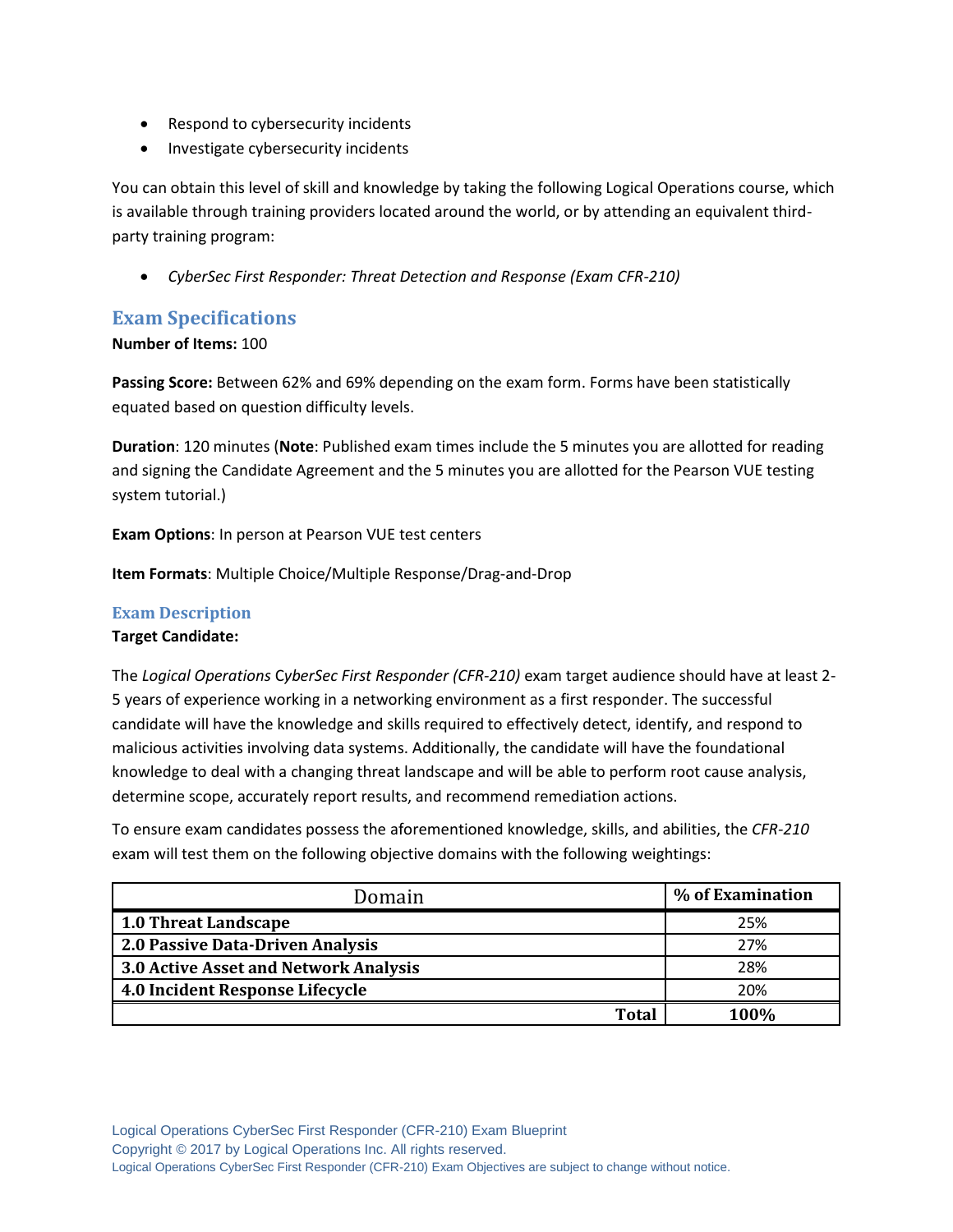- Respond to cybersecurity incidents
- Investigate cybersecurity incidents

You can obtain this level of skill and knowledge by taking the following Logical Operations course, which is available through training providers located around the world, or by attending an equivalent third-party training program:

- *CyberSec First Responder: Threat Detection and Response (Exam CFR-210)*

## Exam Specifications

**Number of Items:** 100

**Passing Score:** Between 62% and 69% depending on the exam form. Forms have been statistically equated based on question difficulty levels.

**Duration**: 120 minutes (**Note**: Published exam times include the 5 minutes you are allotted for reading and signing the Candidate Agreement and the 5 minutes you are allotted for the Pearson VUE testing system tutorial.)

**Exam Options**: In person at Pearson VUE test centers

**Item Formats**: Multiple Choice/Multiple Response/Drag-and-Drop

### Exam Description

**Target Candidate:**

The *Logical Operations* CyberSec *First Responder (CFR-210)* exam target audience should have at least 2-5 years of experience working in a networking environment as a first responder. The successful candidate will have the knowledge and skills required to effectively detect, identify, and respond to malicious activities involving data systems. Additionally, the candidate will have the foundational knowledge to deal with a changing threat landscape and will be able to perform root cause analysis, determine scope, accurately report results, and recommend remediation actions.

To ensure exam candidates possess the aforementioned knowledge, skills, and abilities, the *CFR-210* exam will test them on the following objective domains with the following weightings:

| Domain | % of Examination |
|---|---|
| **1.0 Threat Landscape** | 25% |
| **2.0 Passive Data-Driven Analysis** | 27% |
| **3.0 Active Asset and Network Analysis** | 28% |
| **4.0 Incident Response Lifecycle** | 20% |
| **Total** | **100%** |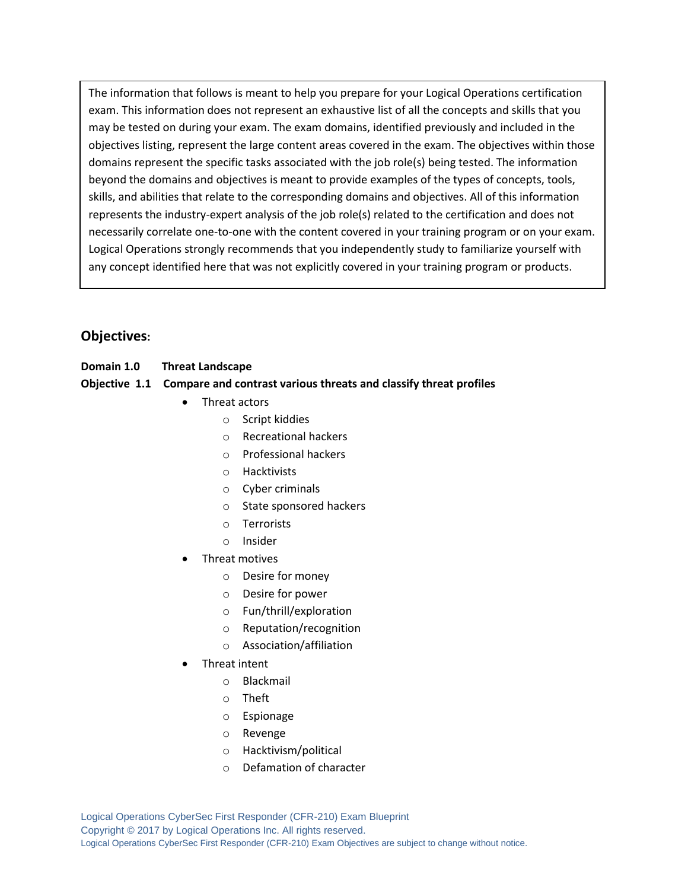The information that follows is meant to help you prepare for your Logical Operations certification exam. This information does not represent an exhaustive list of all the concepts and skills that you may be tested on during your exam. The exam domains, identified previously and included in the objectives listing, represent the large content areas covered in the exam. The objectives within those domains represent the specific tasks associated with the job role(s) being tested. The information beyond the domains and objectives is meant to provide examples of the types of concepts, tools, skills, and abilities that relate to the corresponding domains and objectives. All of this information represents the industry-expert analysis of the job role(s) related to the certification and does not necessarily correlate one-to-one with the content covered in your training program or on your exam. Logical Operations strongly recommends that you independently study to familiarize yourself with any concept identified here that was not explicitly covered in your training program or products.

## Objectives:

**Domain 1.0 Threat Landscape**

**Objective 1.1 Compare and contrast various threats and classify threat profiles**

- Threat actors
  - Script kiddies
  - Recreational hackers
  - Professional hackers
  - Hacktivists
  - Cyber criminals
  - State sponsored hackers
  - Terrorists
  - Insider
- Threat motives
  - Desire for money
  - Desire for power
  - Fun/thrill/exploration
  - Reputation/recognition
  - Association/affiliation
- Threat intent
  - Blackmail
  - Theft
  - Espionage
  - Revenge
  - Hacktivism/political
  - Defamation of character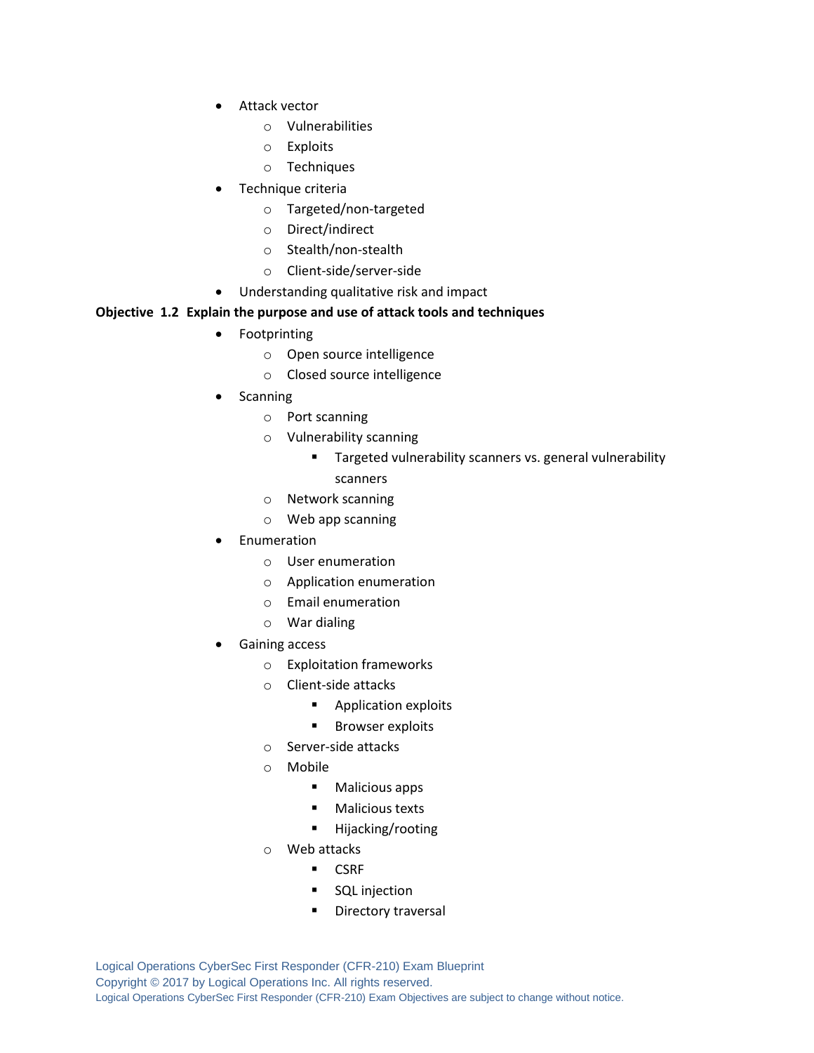- Attack vector
  - Vulnerabilities
  - Exploits
  - Techniques
- Technique criteria
  - Targeted/non-targeted
  - Direct/indirect
  - Stealth/non-stealth
  - Client-side/server-side
- Understanding qualitative risk and impact

**Objective 1.2 Explain the purpose and use of attack tools and techniques**

- Footprinting
  - Open source intelligence
  - Closed source intelligence
- Scanning
  - Port scanning
  - Vulnerability scanning
    - Targeted vulnerability scanners vs. general vulnerability scanners
  - Network scanning
  - Web app scanning
- Enumeration
  - User enumeration
  - Application enumeration
  - Email enumeration
  - War dialing
- Gaining access
  - Exploitation frameworks
  - Client-side attacks
    - Application exploits
    - Browser exploits
  - Server-side attacks
  - Mobile
    - Malicious apps
    - Malicious texts
    - Hijacking/rooting
  - Web attacks
    - CSRF
    - SQL injection
    - Directory traversal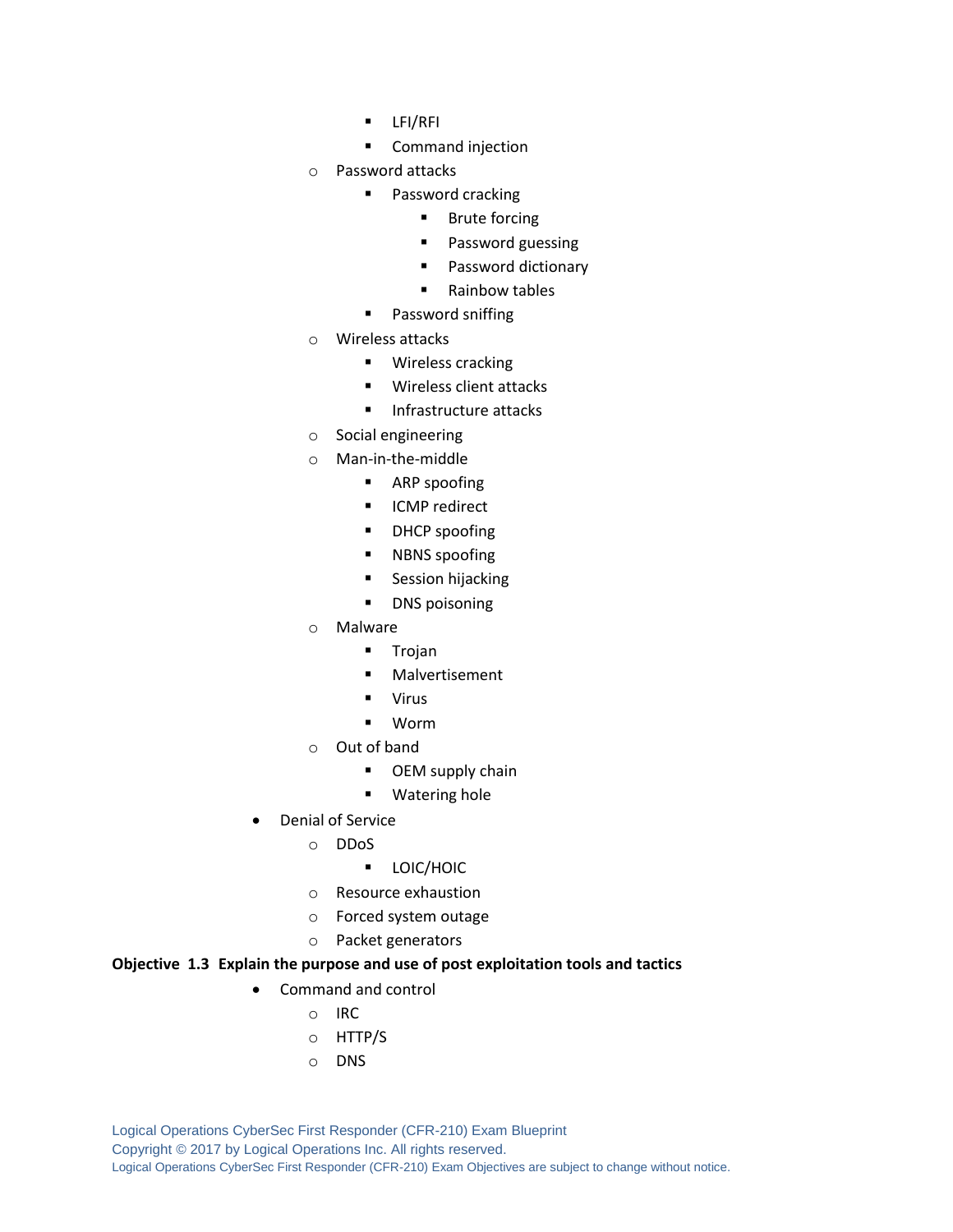- LFI/RFI
        - Command injection
    - Password attacks
        - Password cracking
            - Brute forcing
            - Password guessing
            - Password dictionary
            - Rainbow tables
        - Password sniffing
    - Wireless attacks
        - Wireless cracking
        - Wireless client attacks
        - Infrastructure attacks
    - Social engineering
    - Man-in-the-middle
        - ARP spoofing
        - ICMP redirect
        - DHCP spoofing
        - NBNS spoofing
        - Session hijacking
        - DNS poisoning
    - Malware
        - Trojan
        - Malvertisement
        - Virus
        - Worm
    - Out of band
        - OEM supply chain
        - Watering hole
- Denial of Service
    - DDoS
        - LOIC/HOIC
    - Resource exhaustion
    - Forced system outage
    - Packet generators

**Objective 1.3 Explain the purpose and use of post exploitation tools and tactics**

- Command and control
    - IRC
    - HTTP/S
    - DNS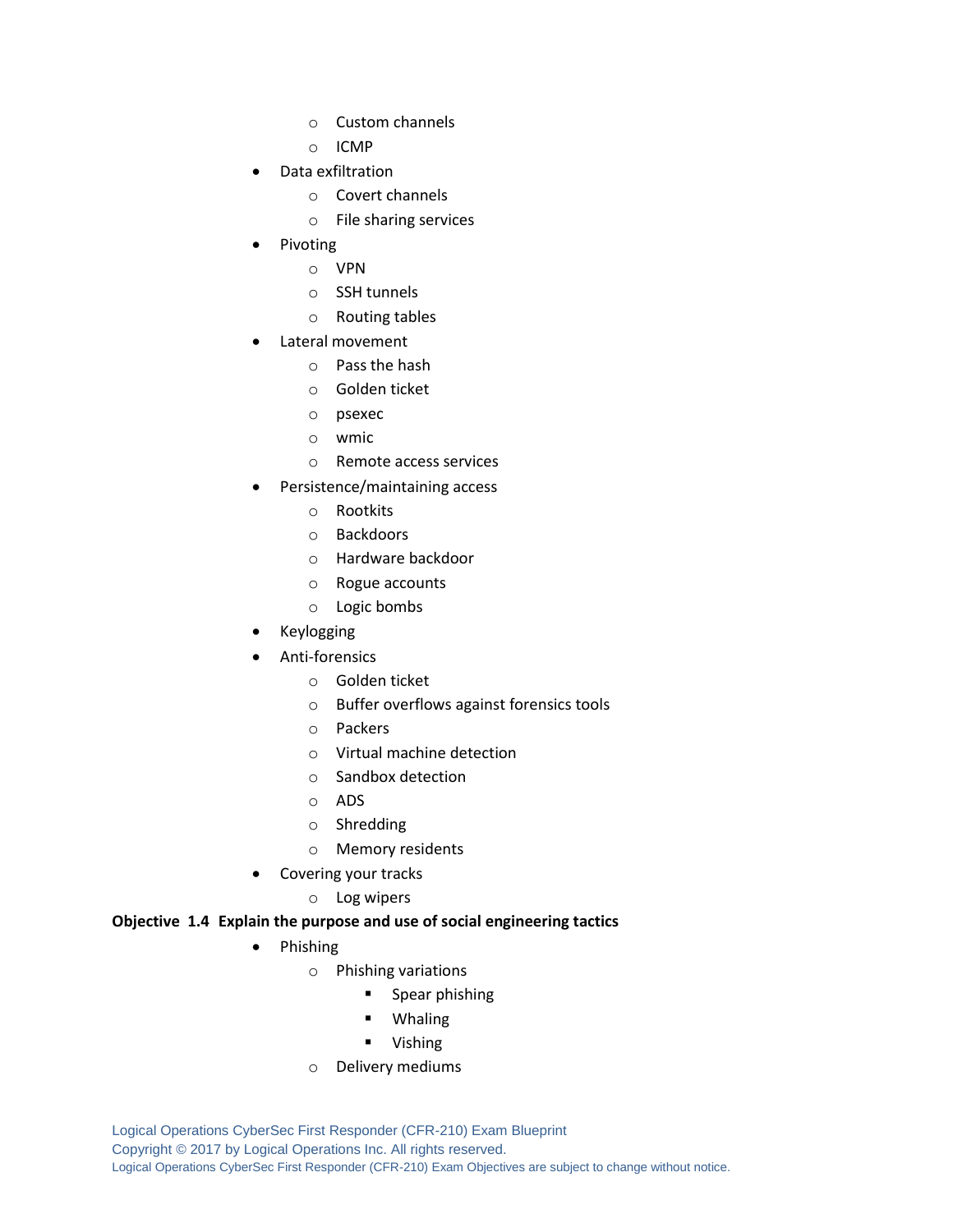- Custom channels
    - ICMP
- Data exfiltration
    - Covert channels
    - File sharing services
- Pivoting
    - VPN
    - SSH tunnels
    - Routing tables
- Lateral movement
    - Pass the hash
    - Golden ticket
    - psexec
    - wmic
    - Remote access services
- Persistence/maintaining access
    - Rootkits
    - Backdoors
    - Hardware backdoor
    - Rogue accounts
    - Logic bombs
- Keylogging
- Anti-forensics
    - Golden ticket
    - Buffer overflows against forensics tools
    - Packers
    - Virtual machine detection
    - Sandbox detection
    - ADS
    - Shredding
    - Memory residents
- Covering your tracks
    - Log wipers

**Objective 1.4 Explain the purpose and use of social engineering tactics**

- Phishing
    - Phishing variations
        - Spear phishing
        - Whaling
        - Vishing
    - Delivery mediums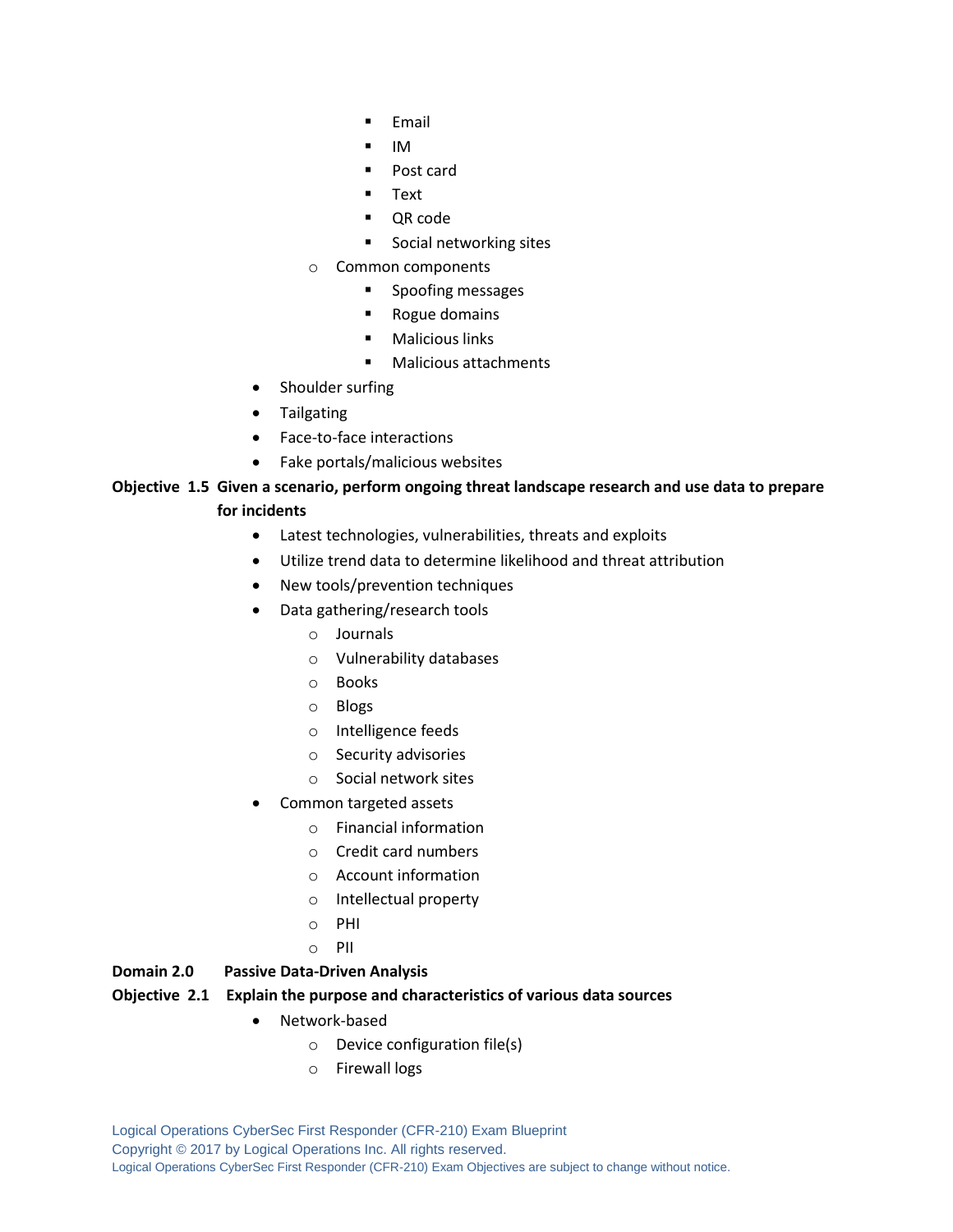- Email
        - IM
        - Post card
        - Text
        - QR code
        - Social networking sites
    - Common components
        - Spoofing messages
        - Rogue domains
        - Malicious links
        - Malicious attachments
- Shoulder surfing
- Tailgating
- Face-to-face interactions
- Fake portals/malicious websites

**Objective 1.5 Given a scenario, perform ongoing threat landscape research and use data to prepare for incidents**

- Latest technologies, vulnerabilities, threats and exploits
- Utilize trend data to determine likelihood and threat attribution
- New tools/prevention techniques
- Data gathering/research tools
    - Journals
    - Vulnerability databases
    - Books
    - Blogs
    - Intelligence feeds
    - Security advisories
    - Social network sites
- Common targeted assets
    - Financial information
    - Credit card numbers
    - Account information
    - Intellectual property
    - PHI
    - PII

## Domain 2.0 Passive Data-Driven Analysis

**Objective 2.1 Explain the purpose and characteristics of various data sources**

- Network-based
    - Device configuration file(s)
    - Firewall logs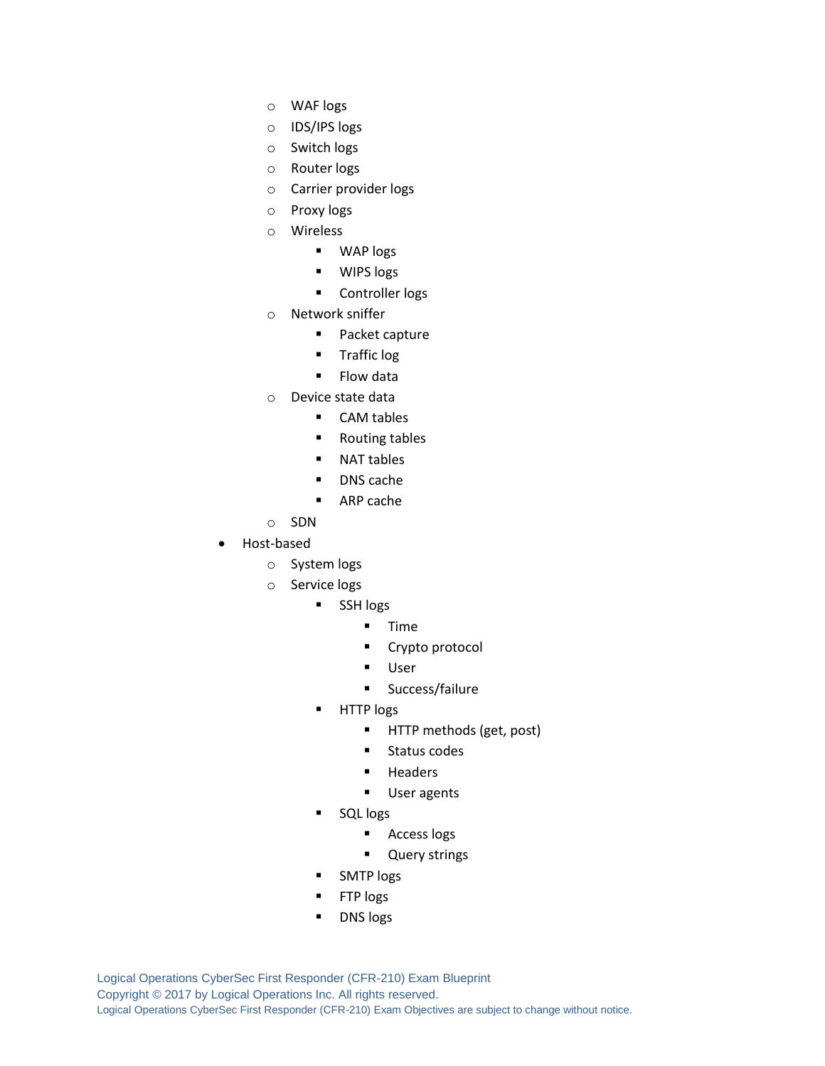- WAF logs
  - IDS/IPS logs
  - Switch logs
  - Router logs
  - Carrier provider logs
  - Proxy logs
  - Wireless
    - WAP logs
    - WIPS logs
    - Controller logs
  - Network sniffer
    - Packet capture
    - Traffic log
    - Flow data
  - Device state data
    - CAM tables
    - Routing tables
    - NAT tables
    - DNS cache
    - ARP cache
  - SDN
- Host-based
  - System logs
  - Service logs
    - SSH logs
      - Time
      - Crypto protocol
      - User
      - Success/failure
    - HTTP logs
      - HTTP methods (get, post)
      - Status codes
      - Headers
      - User agents
    - SQL logs
      - Access logs
      - Query strings
    - SMTP logs
    - FTP logs
    - DNS logs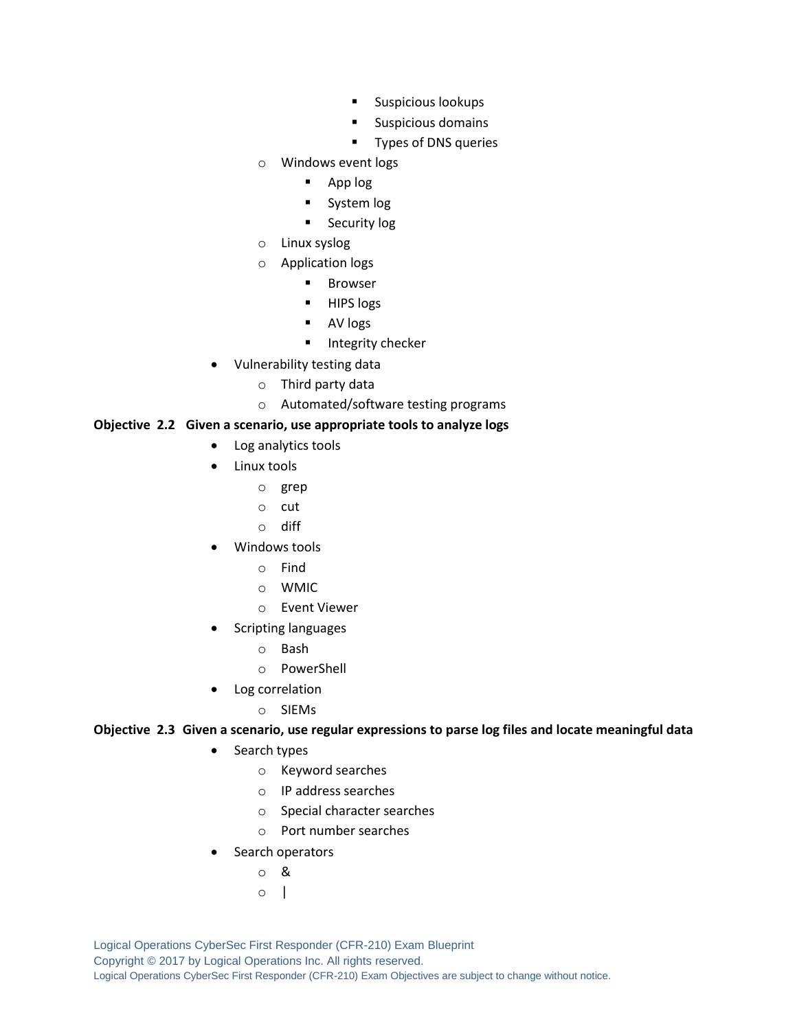- Suspicious lookups
            - Suspicious domains
            - Types of DNS queries
    - Windows event logs
        - App log
        - System log
        - Security log
    - Linux syslog
    - Application logs
        - Browser
        - HIPS logs
        - AV logs
        - Integrity checker
- Vulnerability testing data
    - Third party data
    - Automated/software testing programs

**Objective 2.2 Given a scenario, use appropriate tools to analyze logs**

- Log analytics tools
- Linux tools
    - grep
    - cut
    - diff
- Windows tools
    - Find
    - WMIC
    - Event Viewer
- Scripting languages
    - Bash
    - PowerShell
- Log correlation
    - SIEMs

**Objective 2.3 Given a scenario, use regular expressions to parse log files and locate meaningful data**

- Search types
    - Keyword searches
    - IP address searches
    - Special character searches
    - Port number searches
- Search operators
    - &
    - |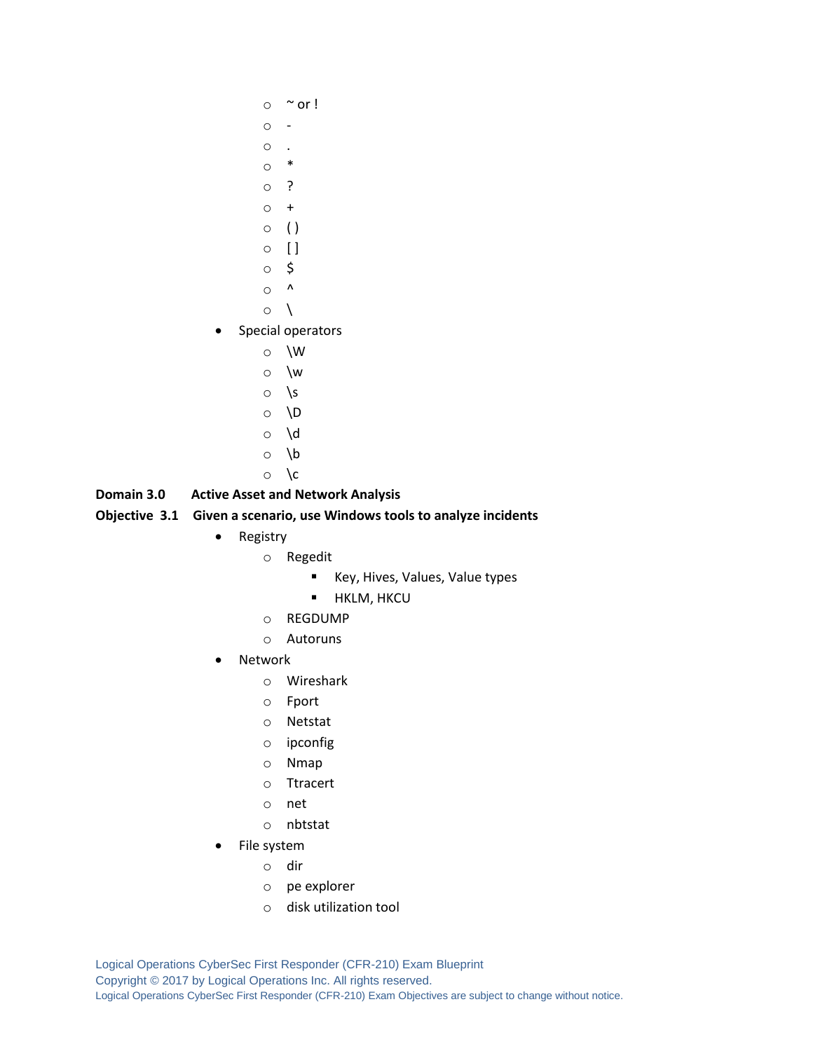- ~ or !
  - -
  - .
  - *
  - ?
  - +
  - ( )
  - [ ]
  - $
  - ^
  - \
- Special operators
  - \W
  - \w
  - \s
  - \D
  - \d
  - \b
  - \c

**Domain 3.0 Active Asset and Network Analysis**

**Objective 3.1 Given a scenario, use Windows tools to analyze incidents**

- Registry
  - Regedit
    - Key, Hives, Values, Value types
    - HKLM, HKCU
  - REGDUMP
  - Autoruns
- Network
  - Wireshark
  - Fport
  - Netstat
  - ipconfig
  - Nmap
  - Ttracert
  - net
  - nbtstat
- File system
  - dir
  - pe explorer
  - disk utilization tool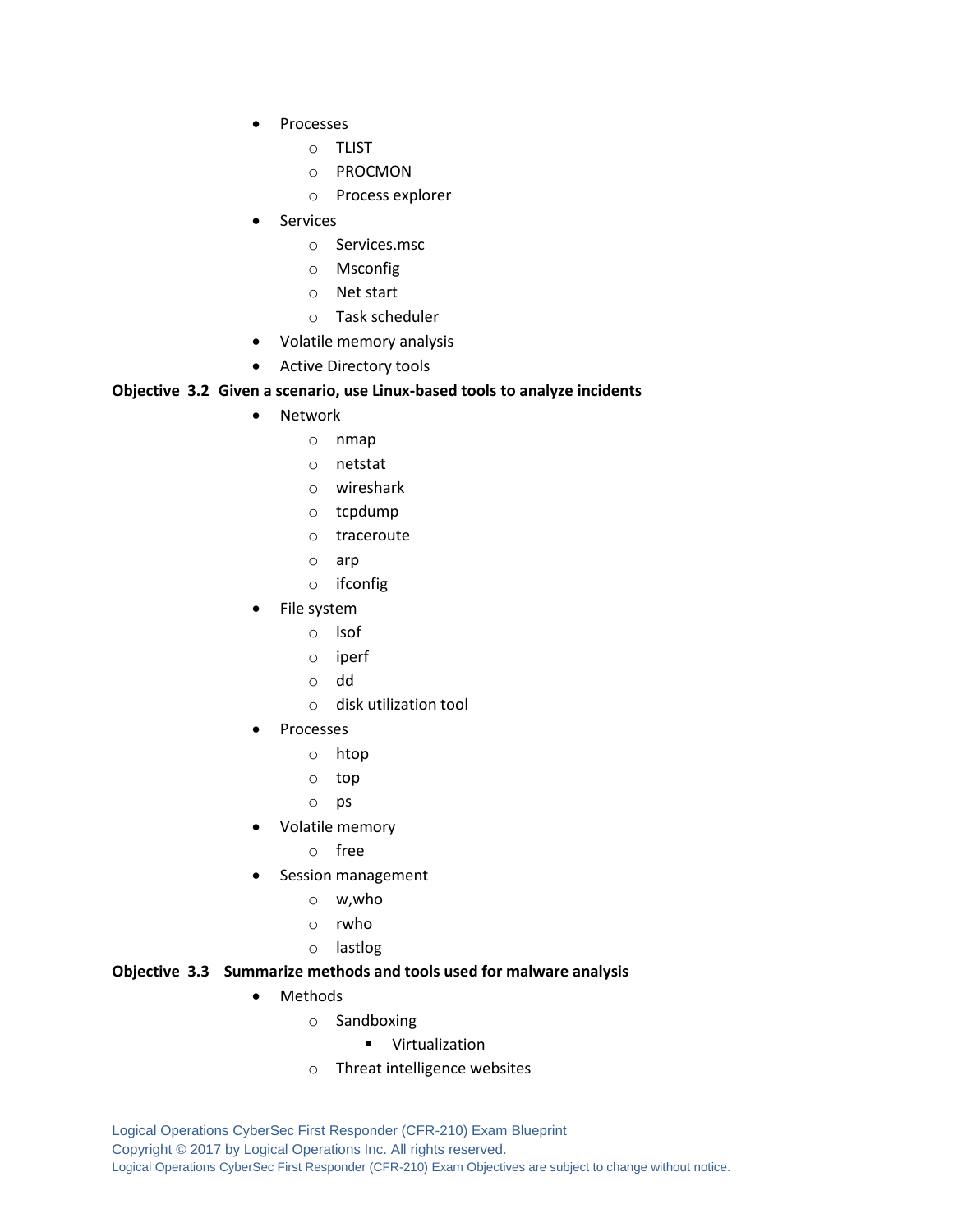- Processes
    - TLIST
    - PROCMON
    - Process explorer
- Services
    - Services.msc
    - Msconfig
    - Net start
    - Task scheduler
- Volatile memory analysis
- Active Directory tools

**Objective 3.2 Given a scenario, use Linux-based tools to analyze incidents**

- Network
    - nmap
    - netstat
    - wireshark
    - tcpdump
    - traceroute
    - arp
    - ifconfig
- File system
    - lsof
    - iperf
    - dd
    - disk utilization tool
- Processes
    - htop
    - top
    - ps
- Volatile memory
    - free
- Session management
    - w,who
    - rwho
    - lastlog

**Objective 3.3 Summarize methods and tools used for malware analysis**

- Methods
    - Sandboxing
        - Virtualization
    - Threat intelligence websites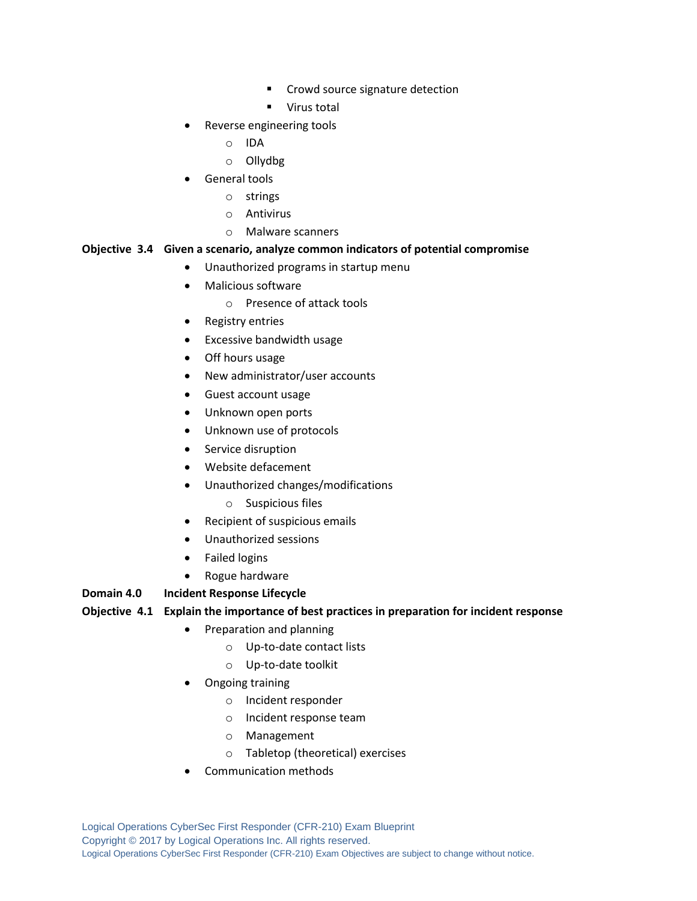- Crowd source signature detection
        - Virus total
- Reverse engineering tools
    - IDA
    - Ollydbg
- General tools
    - strings
    - Antivirus
    - Malware scanners

**Objective 3.4 Given a scenario, analyze common indicators of potential compromise**

- Unauthorized programs in startup menu
- Malicious software
    - Presence of attack tools
- Registry entries
- Excessive bandwidth usage
- Off hours usage
- New administrator/user accounts
- Guest account usage
- Unknown open ports
- Unknown use of protocols
- Service disruption
- Website defacement
- Unauthorized changes/modifications
    - Suspicious files
- Recipient of suspicious emails
- Unauthorized sessions
- Failed logins
- Rogue hardware

**Domain 4.0 Incident Response Lifecycle**

**Objective 4.1 Explain the importance of best practices in preparation for incident response**

- Preparation and planning
    - Up-to-date contact lists
    - Up-to-date toolkit
- Ongoing training
    - Incident responder
    - Incident response team
    - Management
    - Tabletop (theoretical) exercises
- Communication methods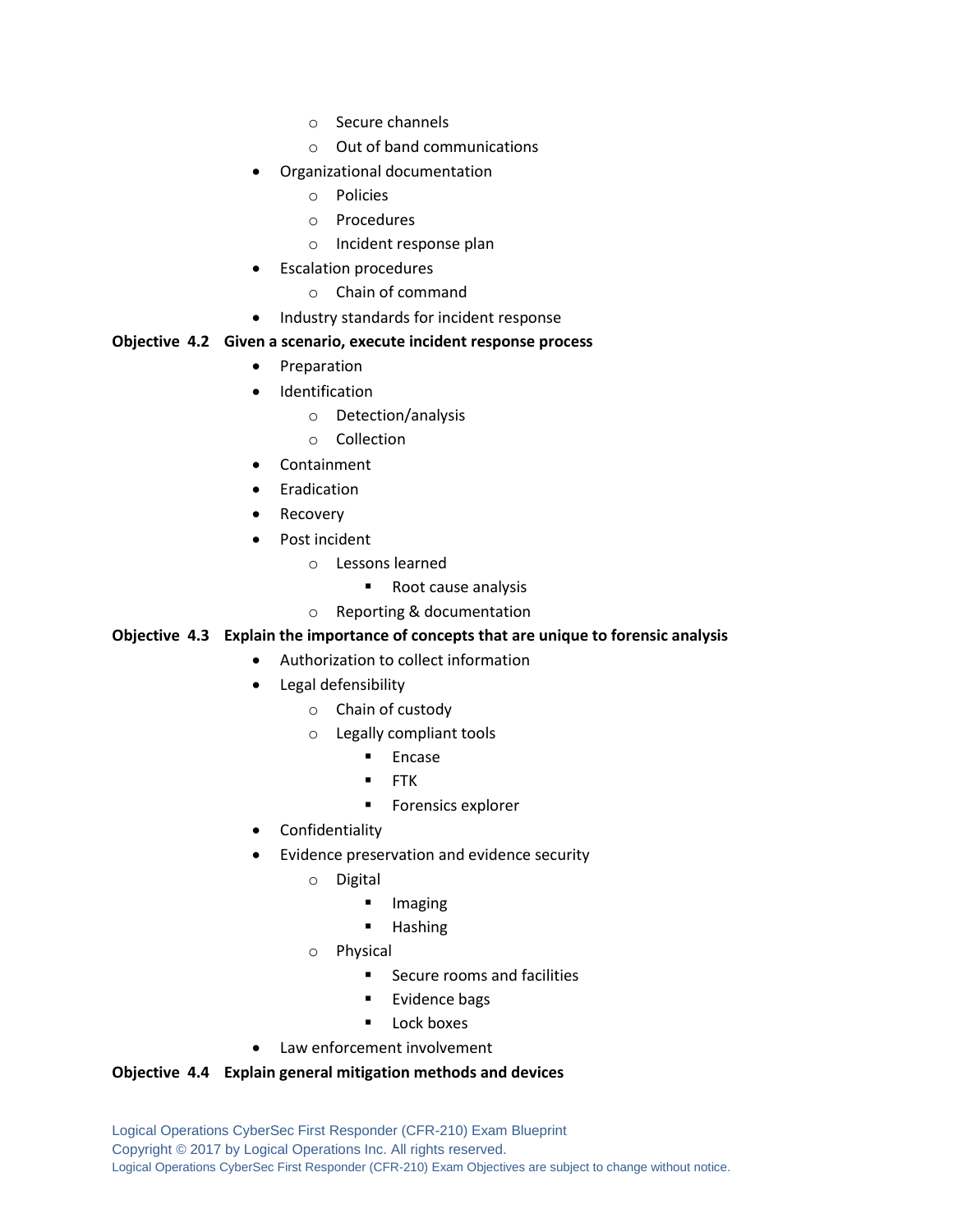- Secure channels
    - Out of band communications
- Organizational documentation
    - Policies
    - Procedures
    - Incident response plan
- Escalation procedures
    - Chain of command
- Industry standards for incident response

**Objective 4.2 Given a scenario, execute incident response process**

- Preparation
- Identification
    - Detection/analysis
    - Collection
- Containment
- Eradication
- Recovery
- Post incident
    - Lessons learned
        - Root cause analysis
    - Reporting & documentation

**Objective 4.3 Explain the importance of concepts that are unique to forensic analysis**

- Authorization to collect information
- Legal defensibility
    - Chain of custody
    - Legally compliant tools
        - Encase
        - FTK
        - Forensics explorer
- Confidentiality
- Evidence preservation and evidence security
    - Digital
        - Imaging
        - Hashing
    - Physical
        - Secure rooms and facilities
        - Evidence bags
        - Lock boxes
- Law enforcement involvement

**Objective 4.4 Explain general mitigation methods and devices**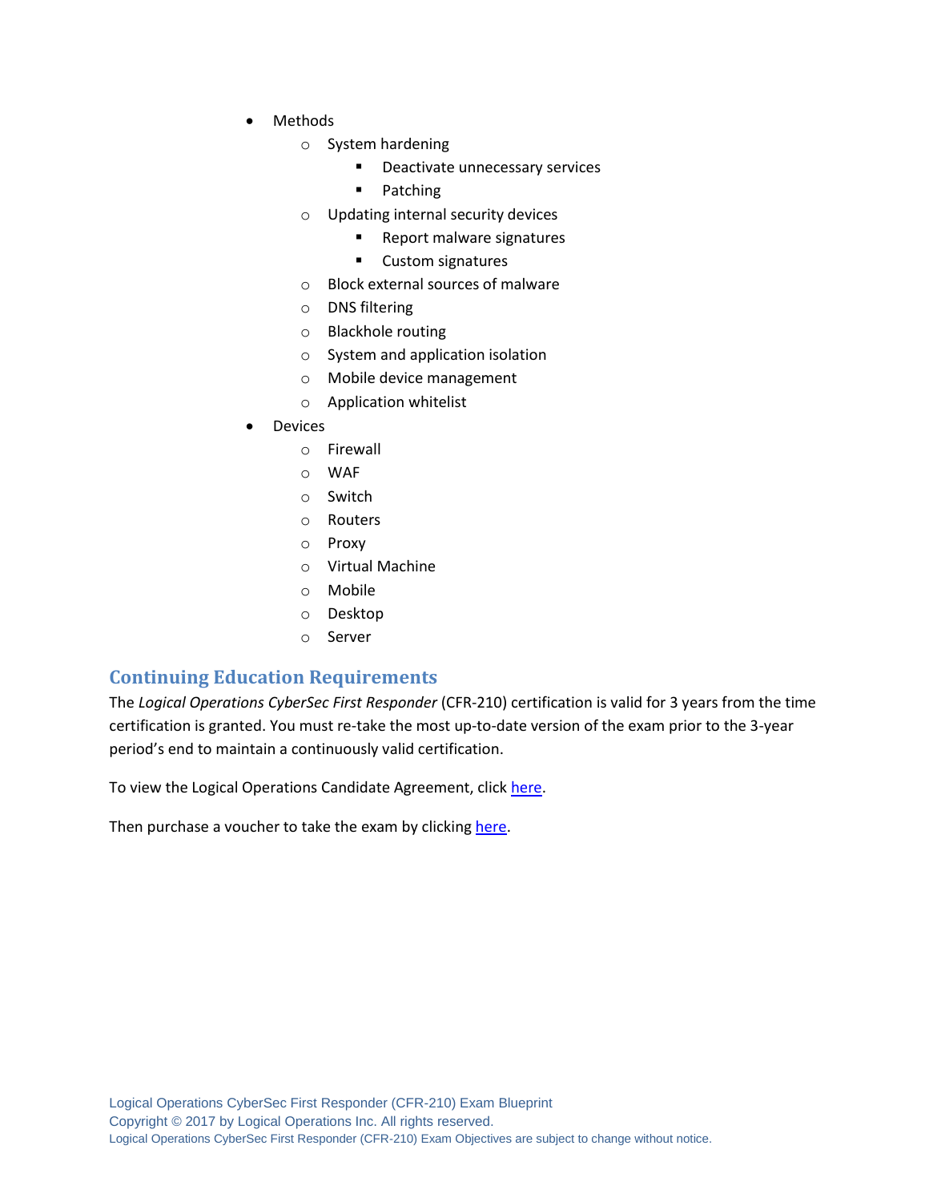- Methods
    - System hardening
        - Deactivate unnecessary services
        - Patching
    - Updating internal security devices
        - Report malware signatures
        - Custom signatures
    - Block external sources of malware
    - DNS filtering
    - Blackhole routing
    - System and application isolation
    - Mobile device management
    - Application whitelist
- Devices
    - Firewall
    - WAF
    - Switch
    - Routers
    - Proxy
    - Virtual Machine
    - Mobile
    - Desktop
    - Server

## Continuing Education Requirements

The *Logical Operations CyberSec First Responder* (CFR-210) certification is valid for 3 years from the time certification is granted. You must re-take the most up-to-date version of the exam prior to the 3-year period's end to maintain a continuously valid certification.

To view the Logical Operations Candidate Agreement, click here.

Then purchase a voucher to take the exam by clicking here.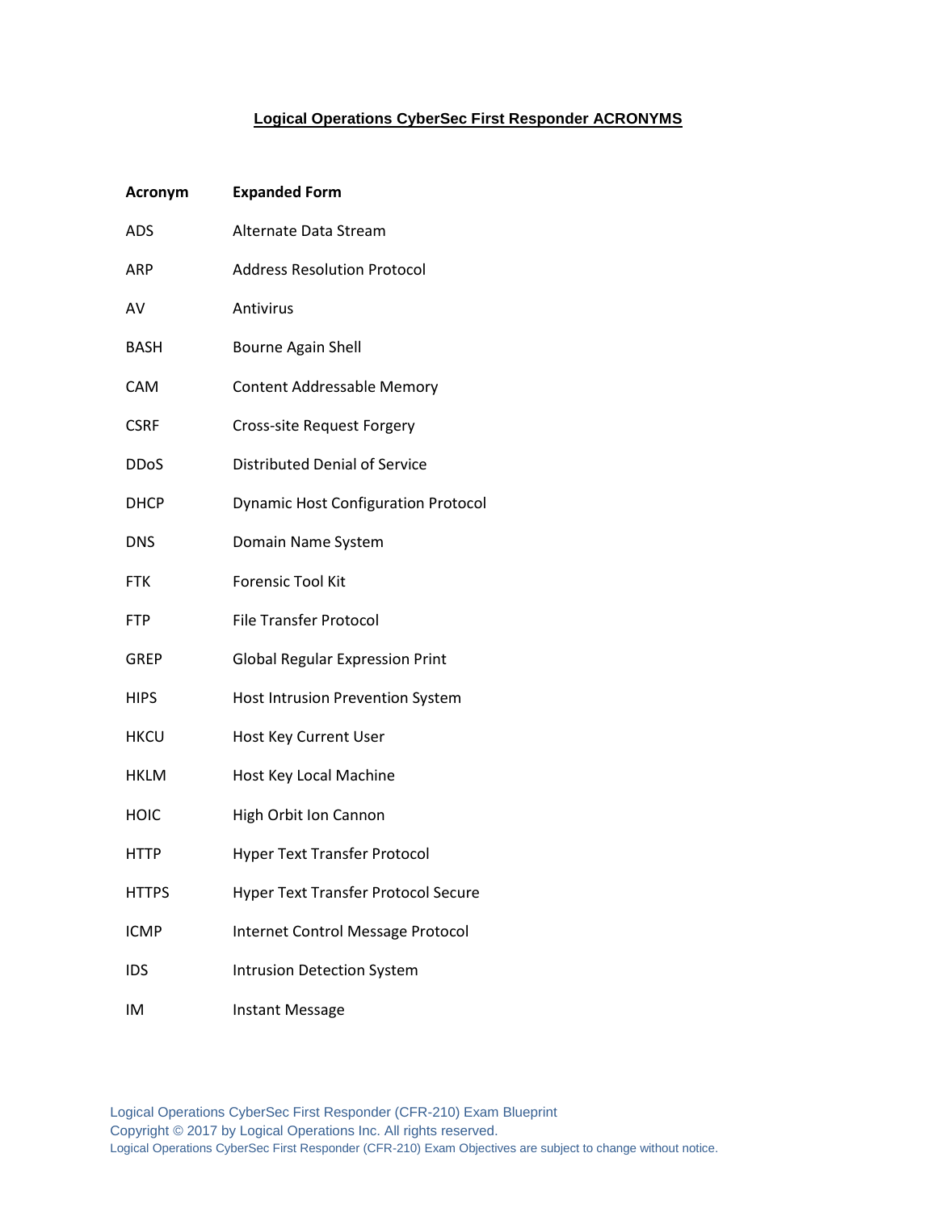## Logical Operations CyberSec First Responder ACRONYMS

| Acronym | Expanded Form |
| --- | --- |
| ADS | Alternate Data Stream |
| ARP | Address Resolution Protocol |
| AV | Antivirus |
| BASH | Bourne Again Shell |
| CAM | Content Addressable Memory |
| CSRF | Cross-site Request Forgery |
| DDoS | Distributed Denial of Service |
| DHCP | Dynamic Host Configuration Protocol |
| DNS | Domain Name System |
| FTK | Forensic Tool Kit |
| FTP | File Transfer Protocol |
| GREP | Global Regular Expression Print |
| HIPS | Host Intrusion Prevention System |
| HKCU | Host Key Current User |
| HKLM | Host Key Local Machine |
| HOIC | High Orbit Ion Cannon |
| HTTP | Hyper Text Transfer Protocol |
| HTTPS | Hyper Text Transfer Protocol Secure |
| ICMP | Internet Control Message Protocol |
| IDS | Intrusion Detection System |
| IM | Instant Message |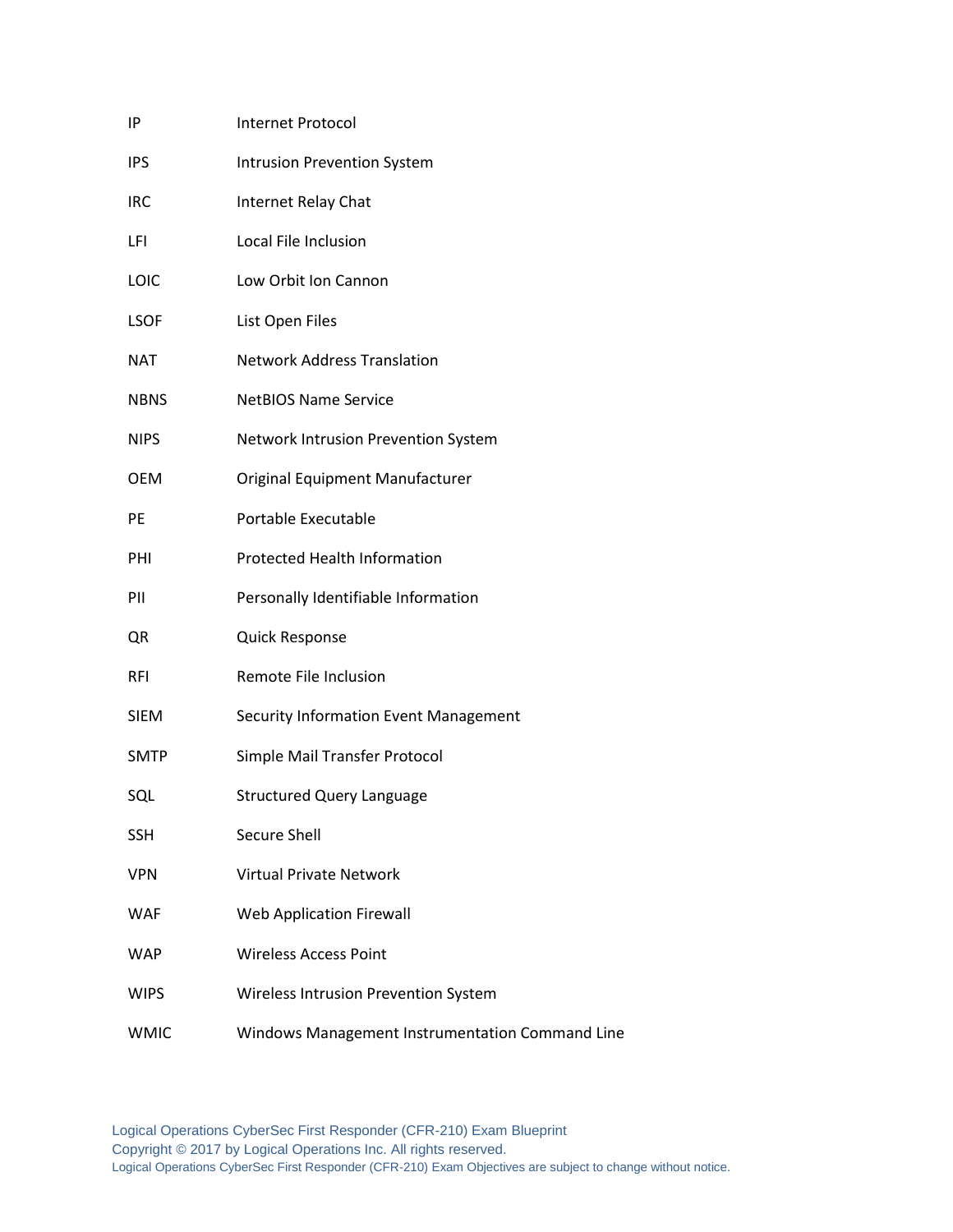| | |
|---|---|
| IP | Internet Protocol |
| IPS | Intrusion Prevention System |
| IRC | Internet Relay Chat |
| LFI | Local File Inclusion |
| LOIC | Low Orbit Ion Cannon |
| LSOF | List Open Files |
| NAT | Network Address Translation |
| NBNS | NetBIOS Name Service |
| NIPS | Network Intrusion Prevention System |
| OEM | Original Equipment Manufacturer |
| PE | Portable Executable |
| PHI | Protected Health Information |
| PII | Personally Identifiable Information |
| QR | Quick Response |
| RFI | Remote File Inclusion |
| SIEM | Security Information Event Management |
| SMTP | Simple Mail Transfer Protocol |
| SQL | Structured Query Language |
| SSH | Secure Shell |
| VPN | Virtual Private Network |
| WAF | Web Application Firewall |
| WAP | Wireless Access Point |
| WIPS | Wireless Intrusion Prevention System |
| WMIC | Windows Management Instrumentation Command Line |